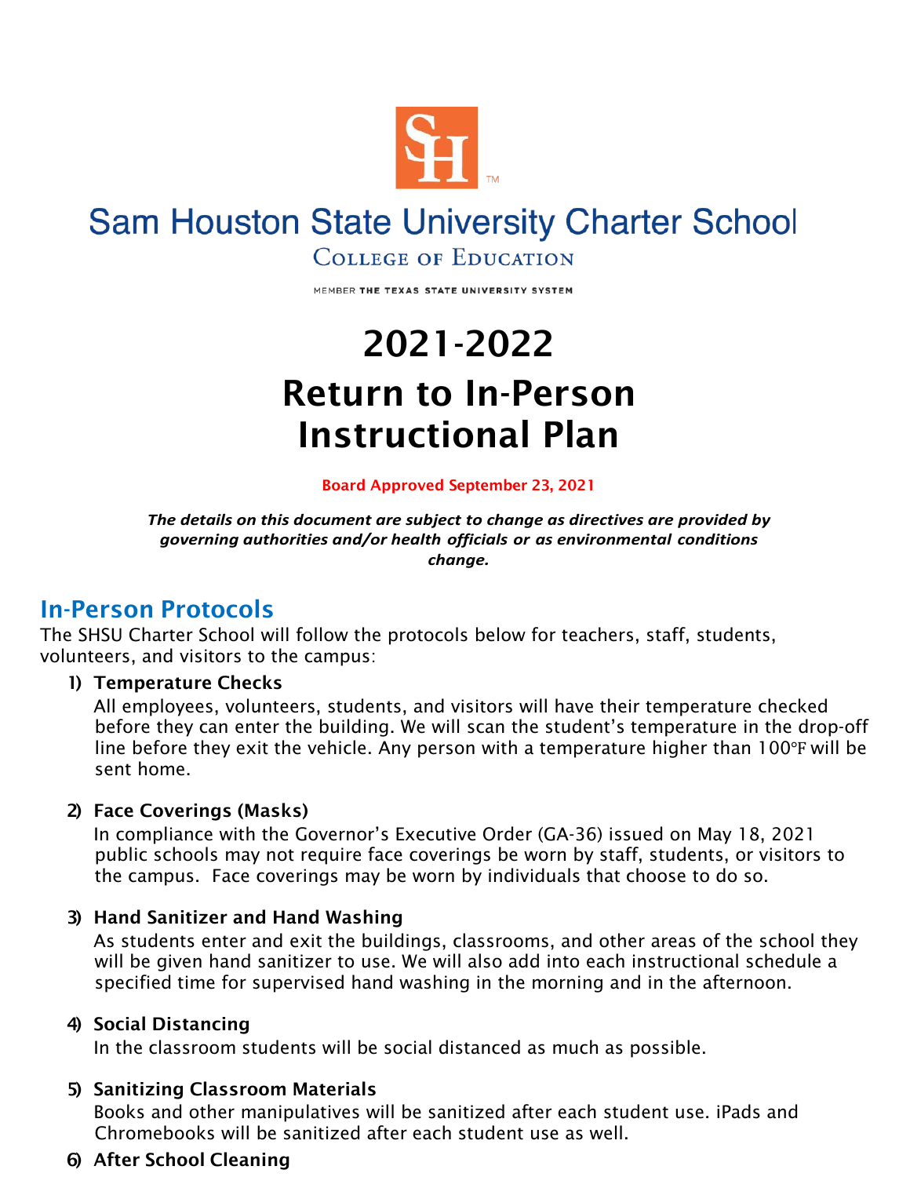Sam Houston State University Charter School

College of Education

MEMBER THE TEXAS STATE UNIVERSITY SYSTEM

# 2021-2022

# Return to In-Person Instructional Plan

**Board Approved September 23, 2021**

***The details on this document are subject to change as directives are provided by governing authorities and/or health officials or as environmental conditions change.***

## In-Person Protocols

The SHSU Charter School will follow the protocols below for teachers, staff, students, volunteers, and visitors to the campus:

1) **Temperature Checks**
   All employees, volunteers, students, and visitors will have their temperature checked before they can enter the building. We will scan the student's temperature in the drop-off line before they exit the vehicle. Any person with a temperature higher than 100℉ will be sent home.

2) **Face Coverings (Masks)**
   In compliance with the Governor's Executive Order (GA-36) issued on May 18, 2021 public schools may not require face coverings be worn by staff, students, or visitors to the campus. Face coverings may be worn by individuals that choose to do so.

3) **Hand Sanitizer and Hand Washing**
   As students enter and exit the buildings, classrooms, and other areas of the school they will be given hand sanitizer to use. We will also add into each instructional schedule a specified time for supervised hand washing in the morning and in the afternoon.

4) **Social Distancing**
   In the classroom students will be social distanced as much as possible.

5) **Sanitizing Classroom Materials**
   Books and other manipulatives will be sanitized after each student use. iPads and Chromebooks will be sanitized after each student use as well.

6) **After School Cleaning**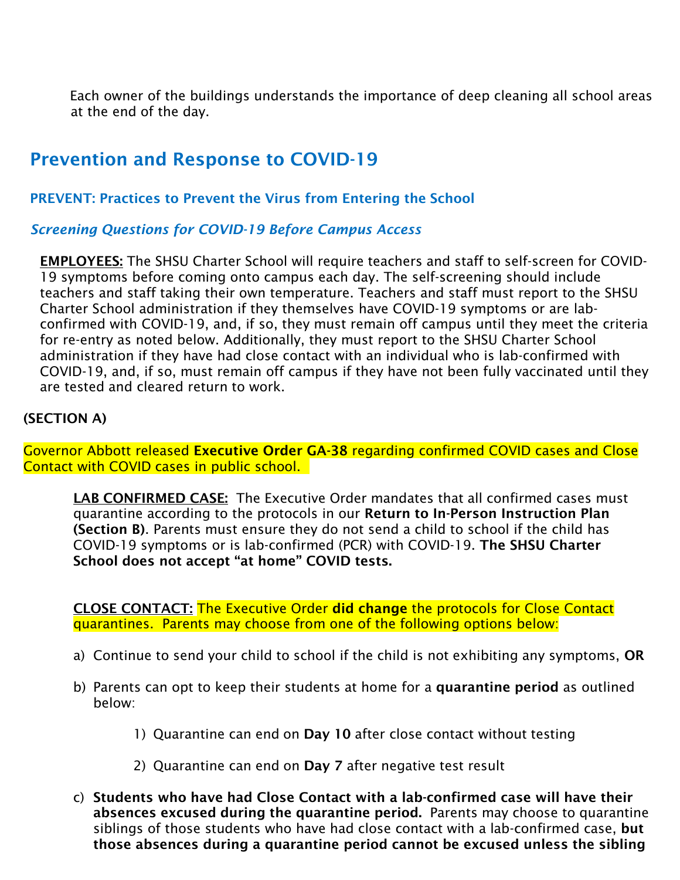Each owner of the buildings understands the importance of deep cleaning all school areas at the end of the day.

## Prevention and Response to COVID-19

### PREVENT: Practices to Prevent the Virus from Entering the School

#### *Screening Questions for COVID-19 Before Campus Access*

**EMPLOYEES:** The SHSU Charter School will require teachers and staff to self-screen for COVID-19 symptoms before coming onto campus each day. The self-screening should include teachers and staff taking their own temperature. Teachers and staff must report to the SHSU Charter School administration if they themselves have COVID-19 symptoms or are lab-confirmed with COVID-19, and, if so, they must remain off campus until they meet the criteria for re-entry as noted below. Additionally, they must report to the SHSU Charter School administration if they have had close contact with an individual who is lab-confirmed with COVID-19, and, if so, must remain off campus if they have not been fully vaccinated until they are tested and cleared return to work.

**(SECTION A)**

Governor Abbott released **Executive Order GA-38** regarding confirmed COVID cases and Close Contact with COVID cases in public school.

**LAB CONFIRMED CASE:** The Executive Order mandates that all confirmed cases must quarantine according to the protocols in our **Return to In-Person Instruction Plan (Section B)**. Parents must ensure they do not send a child to school if the child has COVID-19 symptoms or is lab-confirmed (PCR) with COVID-19. **The SHSU Charter School does not accept "at home" COVID tests.**

**CLOSE CONTACT:** The Executive Order **did change** the protocols for Close Contact quarantines. Parents may choose from one of the following options below:

a) Continue to send your child to school if the child is not exhibiting any symptoms, **OR**

b) Parents can opt to keep their students at home for a **quarantine period** as outlined below:

   1) Quarantine can end on **Day 10** after close contact without testing

   2) Quarantine can end on **Day 7** after negative test result

c) **Students who have had Close Contact with a lab-confirmed case will have their absences excused during the quarantine period.** Parents may choose to quarantine siblings of those students who have had close contact with a lab-confirmed case, **but those absences during a quarantine period cannot be excused unless the sibling**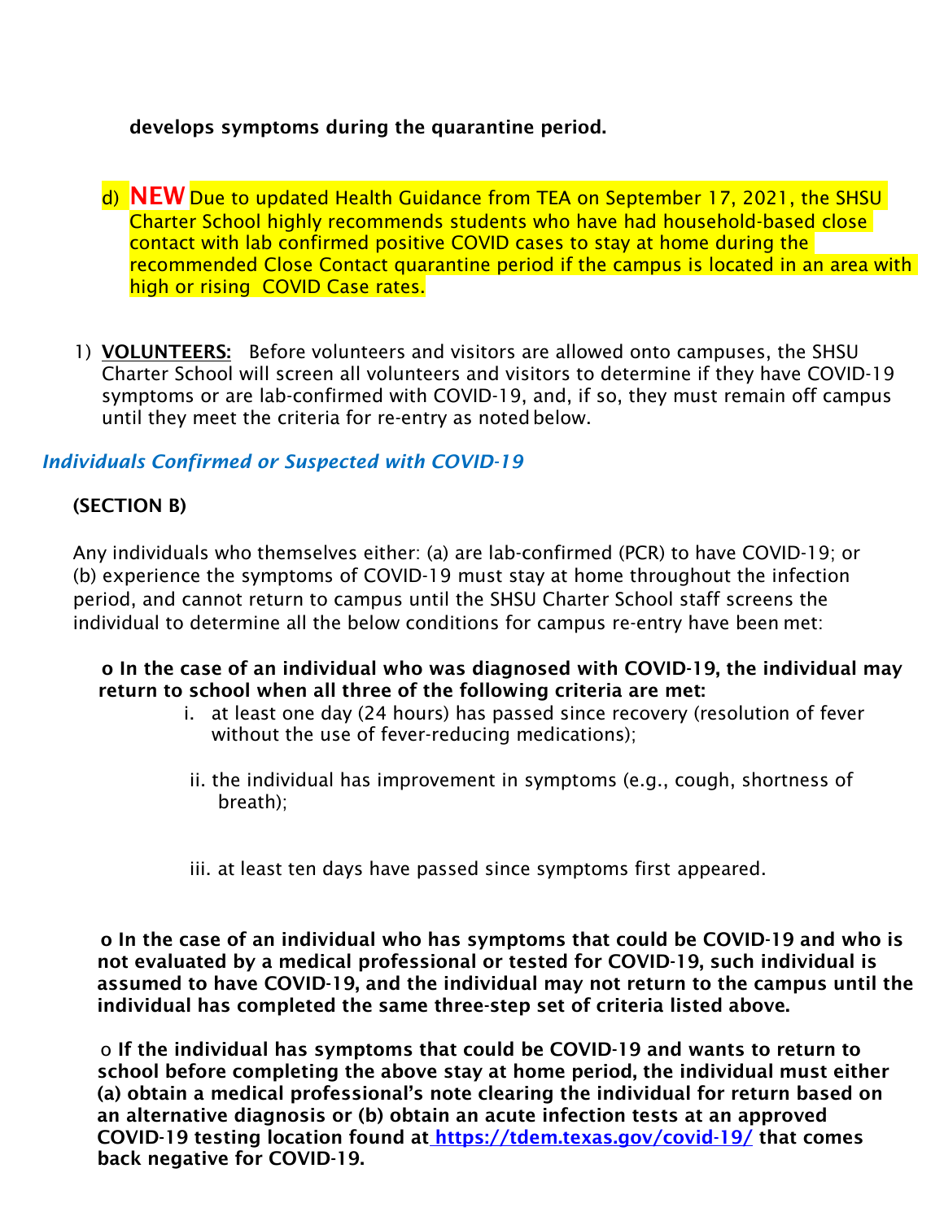**develops symptoms during the quarantine period.**

d) **NEW** Due to updated Health Guidance from TEA on September 17, 2021, the SHSU Charter School highly recommends students who have had household-based close contact with lab confirmed positive COVID cases to stay at home during the recommended Close Contact quarantine period if the campus is located in an area with high or rising COVID Case rates.

1) **VOLUNTEERS:** Before volunteers and visitors are allowed onto campuses, the SHSU Charter School will screen all volunteers and visitors to determine if they have COVID-19 symptoms or are lab-confirmed with COVID-19, and, if so, they must remain off campus until they meet the criteria for re-entry as noted below.

### *Individuals Confirmed or Suspected with COVID-19*

**(SECTION B)**

Any individuals who themselves either: (a) are lab-confirmed (PCR) to have COVID-19; or (b) experience the symptoms of COVID-19 must stay at home throughout the infection period, and cannot return to campus until the SHSU Charter School staff screens the individual to determine all the below conditions for campus re-entry have been met:

- **In the case of an individual who was diagnosed with COVID-19, the individual may return to school when all three of the following criteria are met:**
  i. at least one day (24 hours) has passed since recovery (resolution of fever without the use of fever-reducing medications);

  ii. the individual has improvement in symptoms (e.g., cough, shortness of breath);

  iii. at least ten days have passed since symptoms first appeared.

- **In the case of an individual who has symptoms that could be COVID-19 and who is not evaluated by a medical professional or tested for COVID-19, such individual is assumed to have COVID-19, and the individual may not return to the campus until the individual has completed the same three-step set of criteria listed above.**

- **If the individual has symptoms that could be COVID-19 and wants to return to school before completing the above stay at home period, the individual must either (a) obtain a medical professional's note clearing the individual for return based on an alternative diagnosis or (b) obtain an acute infection tests at an approved COVID-19 testing location found at [https://tdem.texas.gov/covid-19/](https://tdem.texas.gov/covid-19/) that comes back negative for COVID-19.**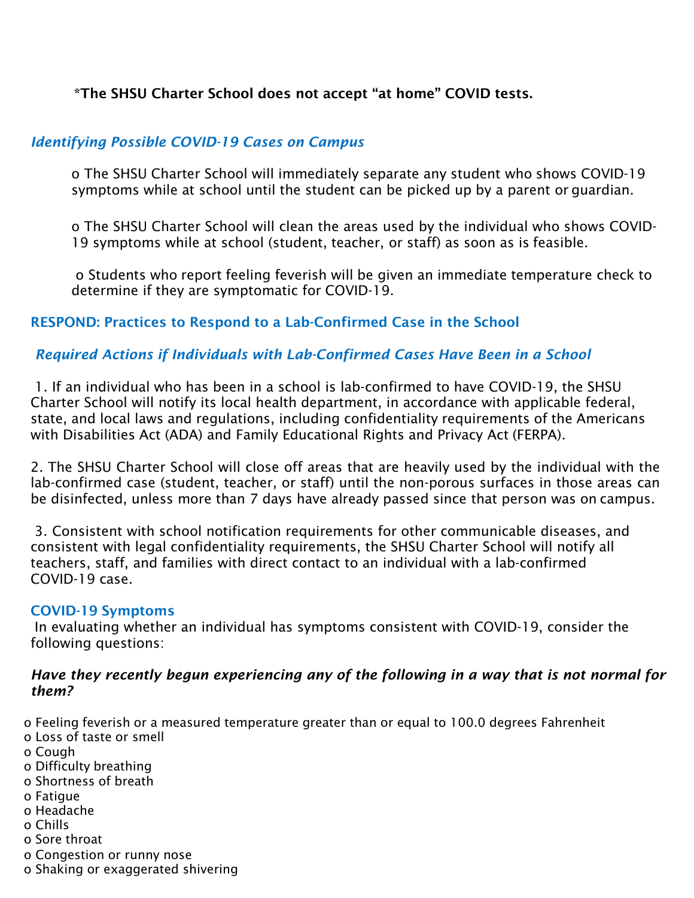**\*The SHSU Charter School does not accept “at home” COVID tests.**

### *Identifying Possible COVID-19 Cases on Campus*

- The SHSU Charter School will immediately separate any student who shows COVID-19 symptoms while at school until the student can be picked up by a parent or guardian.

- The SHSU Charter School will clean the areas used by the individual who shows COVID-19 symptoms while at school (student, teacher, or staff) as soon as is feasible.

- Students who report feeling feverish will be given an immediate temperature check to determine if they are symptomatic for COVID-19.

## RESPOND: Practices to Respond to a Lab-Confirmed Case in the School

### *Required Actions if Individuals with Lab-Confirmed Cases Have Been in a School*

1. If an individual who has been in a school is lab-confirmed to have COVID-19, the SHSU Charter School will notify its local health department, in accordance with applicable federal, state, and local laws and regulations, including confidentiality requirements of the Americans with Disabilities Act (ADA) and Family Educational Rights and Privacy Act (FERPA).

2. The SHSU Charter School will close off areas that are heavily used by the individual with the lab-confirmed case (student, teacher, or staff) until the non-porous surfaces in those areas can be disinfected, unless more than 7 days have already passed since that person was on campus.

3. Consistent with school notification requirements for other communicable diseases, and consistent with legal confidentiality requirements, the SHSU Charter School will notify all teachers, staff, and families with direct contact to an individual with a lab-confirmed COVID-19 case.

## COVID-19 Symptoms

In evaluating whether an individual has symptoms consistent with COVID-19, consider the following questions:

***Have they recently begun experiencing any of the following in a way that is not normal for them?***

- Feeling feverish or a measured temperature greater than or equal to 100.0 degrees Fahrenheit
- Loss of taste or smell
- Cough
- Difficulty breathing
- Shortness of breath
- Fatigue
- Headache
- Chills
- Sore throat
- Congestion or runny nose
- Shaking or exaggerated shivering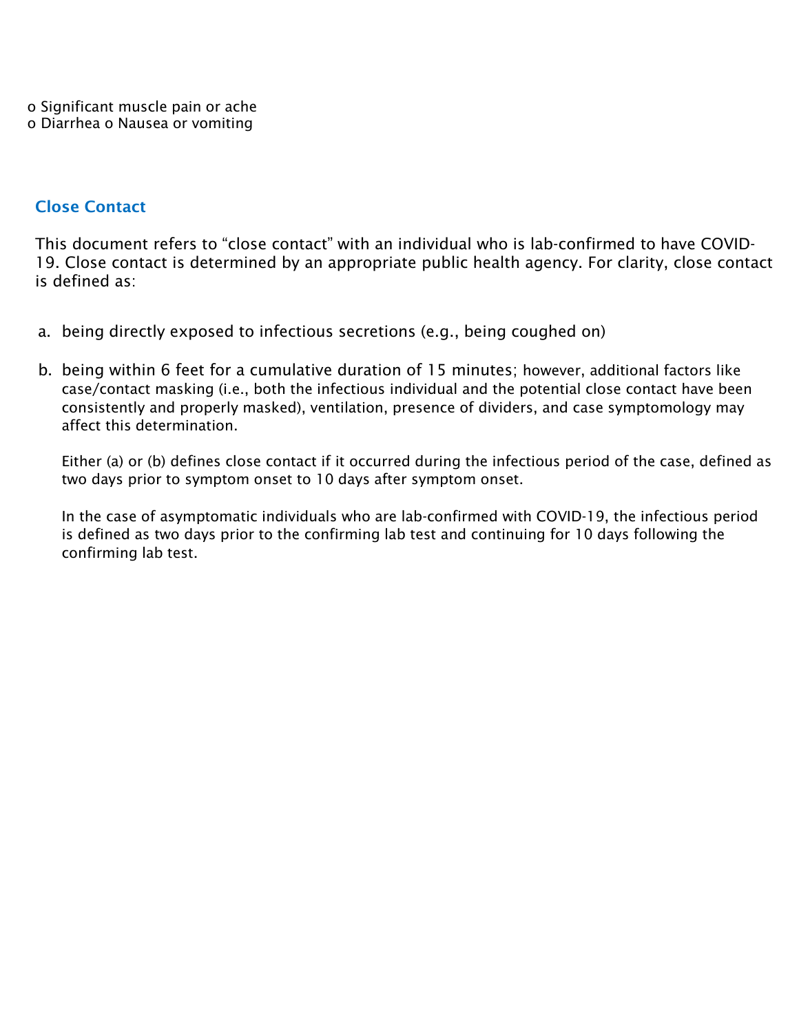o Significant muscle pain or ache
o Diarrhea o Nausea or vomiting

## Close Contact

This document refers to "close contact" with an individual who is lab-confirmed to have COVID-19. Close contact is determined by an appropriate public health agency. For clarity, close contact is defined as:

a. being directly exposed to infectious secretions (e.g., being coughed on)

b. being within 6 feet for a cumulative duration of 15 minutes; however, additional factors like case/contact masking (i.e., both the infectious individual and the potential close contact have been consistently and properly masked), ventilation, presence of dividers, and case symptomology may affect this determination.

   Either (a) or (b) defines close contact if it occurred during the infectious period of the case, defined as two days prior to symptom onset to 10 days after symptom onset.

   In the case of asymptomatic individuals who are lab-confirmed with COVID-19, the infectious period is defined as two days prior to the confirming lab test and continuing for 10 days following the confirming lab test.